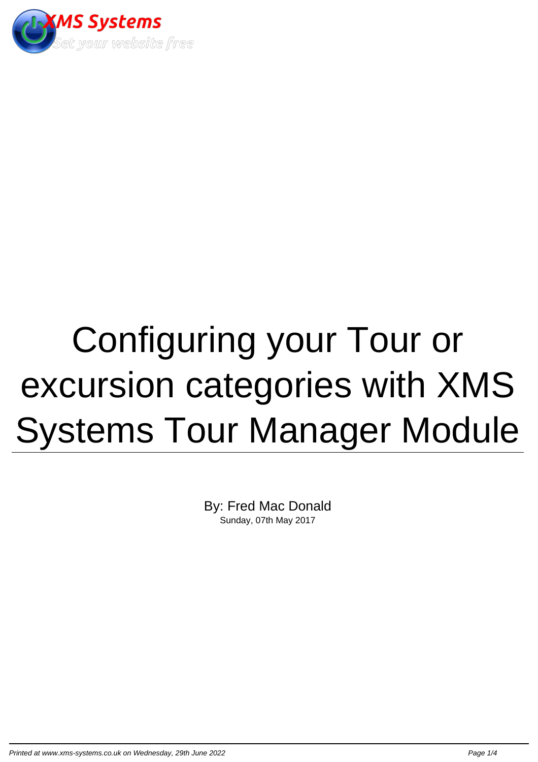XMS Systems

Set your website free

# Configuring your Tour or excursion categories with XMS Systems Tour Manager Module

By: Fred Mac Donald

Sunday, 07th May 2017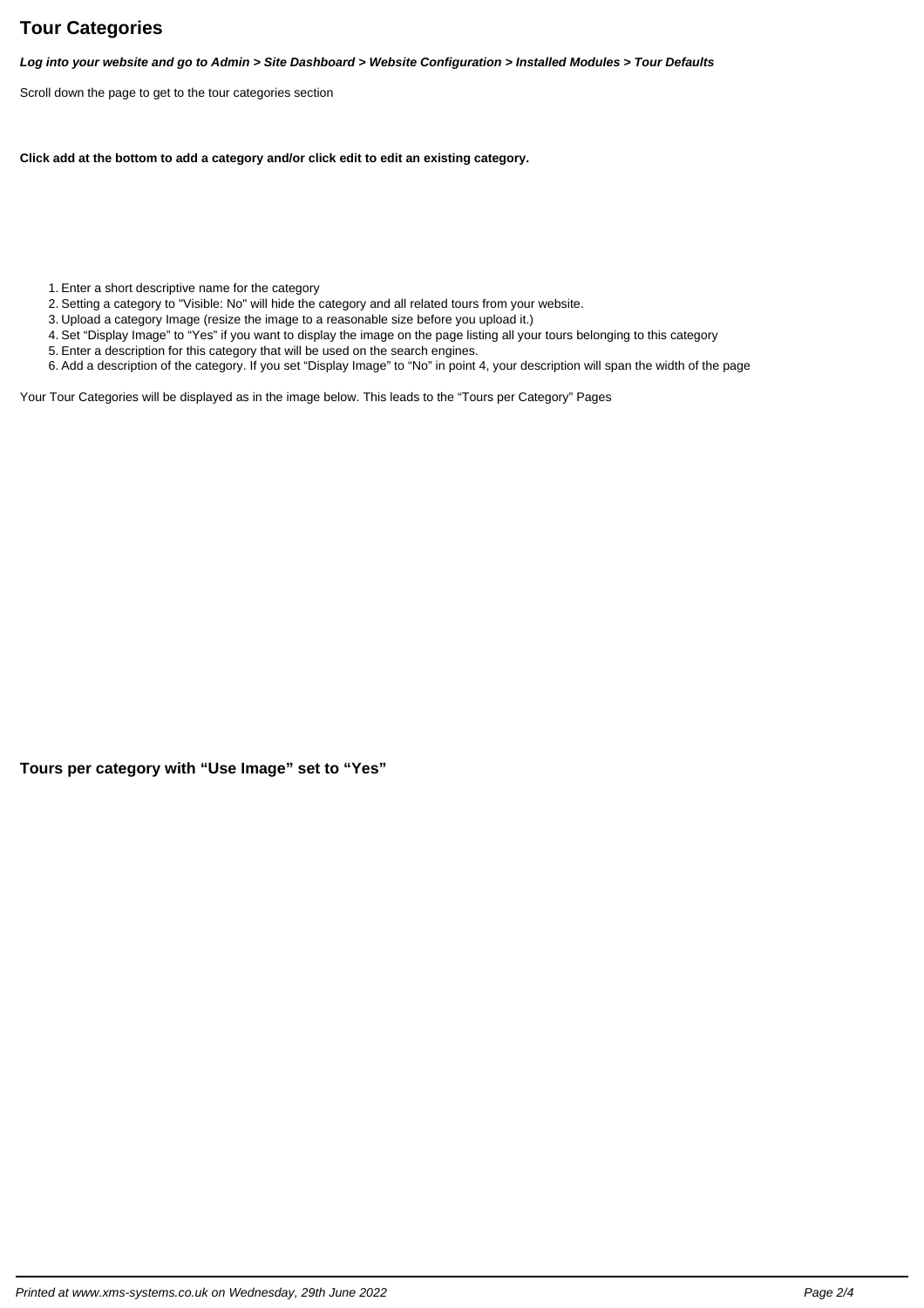## Tour Categories

***Log into your website and go to Admin > Site Dashboard > Website Configuration > Installed Modules > Tour Defaults***

Scroll down the page to get to the tour categories section

**Click add at the bottom to add a category and/or click edit to edit an existing category.**

1. Enter a short descriptive name for the category
2. Setting a category to "Visible: No" will hide the category and all related tours from your website.
3. Upload a category Image (resize the image to a reasonable size before you upload it.)
4. Set "Display Image" to "Yes" if you want to display the image on the page listing all your tours belonging to this category
5. Enter a description for this category that will be used on the search engines.
6. Add a description of the category. If you set "Display Image" to "No" in point 4, your description will span the width of the page

Your Tour Categories will be displayed as in the image below. This leads to the "Tours per Category" Pages

### Tours per category with "Use Image" set to "Yes"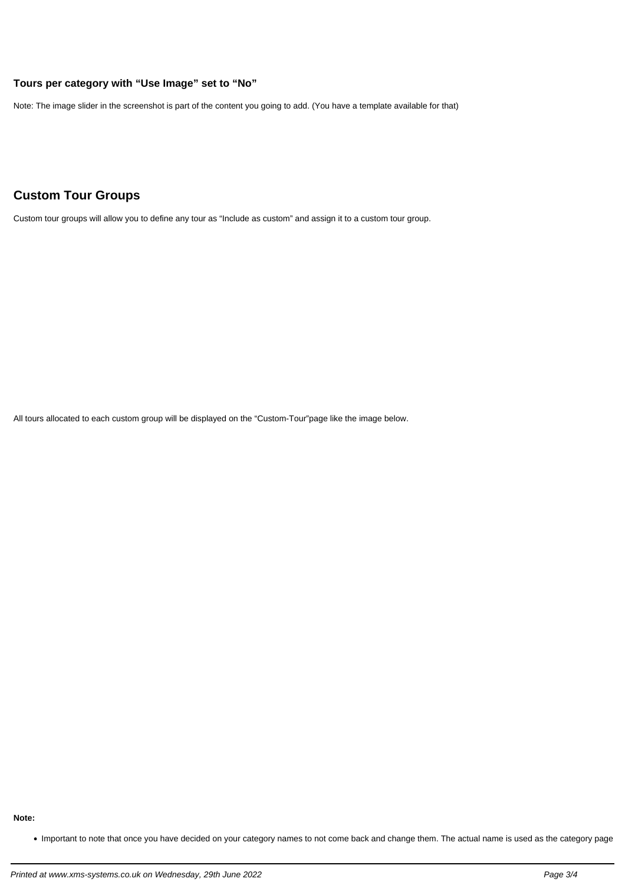### Tours per category with "Use Image" set to "No"

Note: The image slider in the screenshot is part of the content you going to add. (You have a template available for that)

## Custom Tour Groups

Custom tour groups will allow you to define any tour as "Include as custom" and assign it to a custom tour group.

All tours allocated to each custom group will be displayed on the "Custom-Tour"page like the image below.

**Note:**

- Important to note that once you have decided on your category names to not come back and change them. The actual name is used as the category page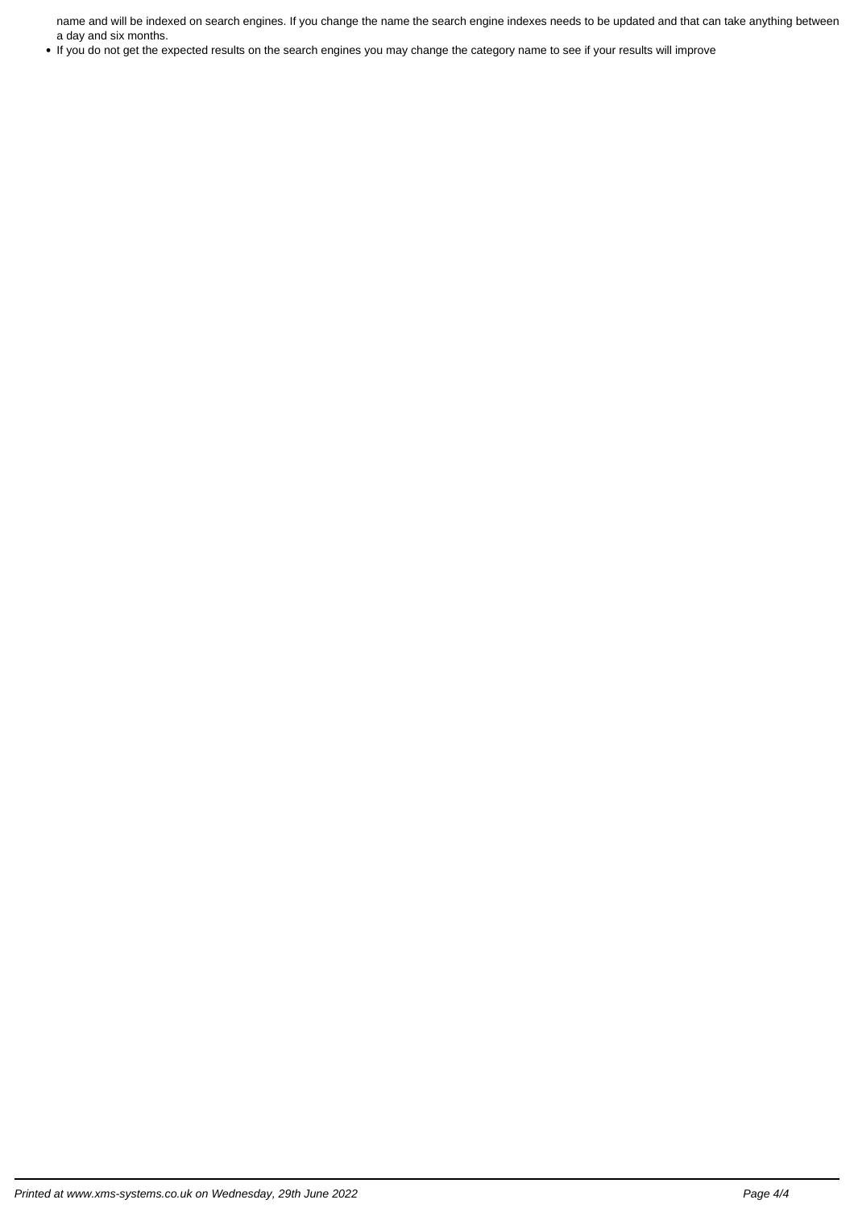name and will be indexed on search engines. If you change the name the search engine indexes needs to be updated and that can take anything between a day and six months.

- If you do not get the expected results on the search engines you may change the category name to see if your results will improve